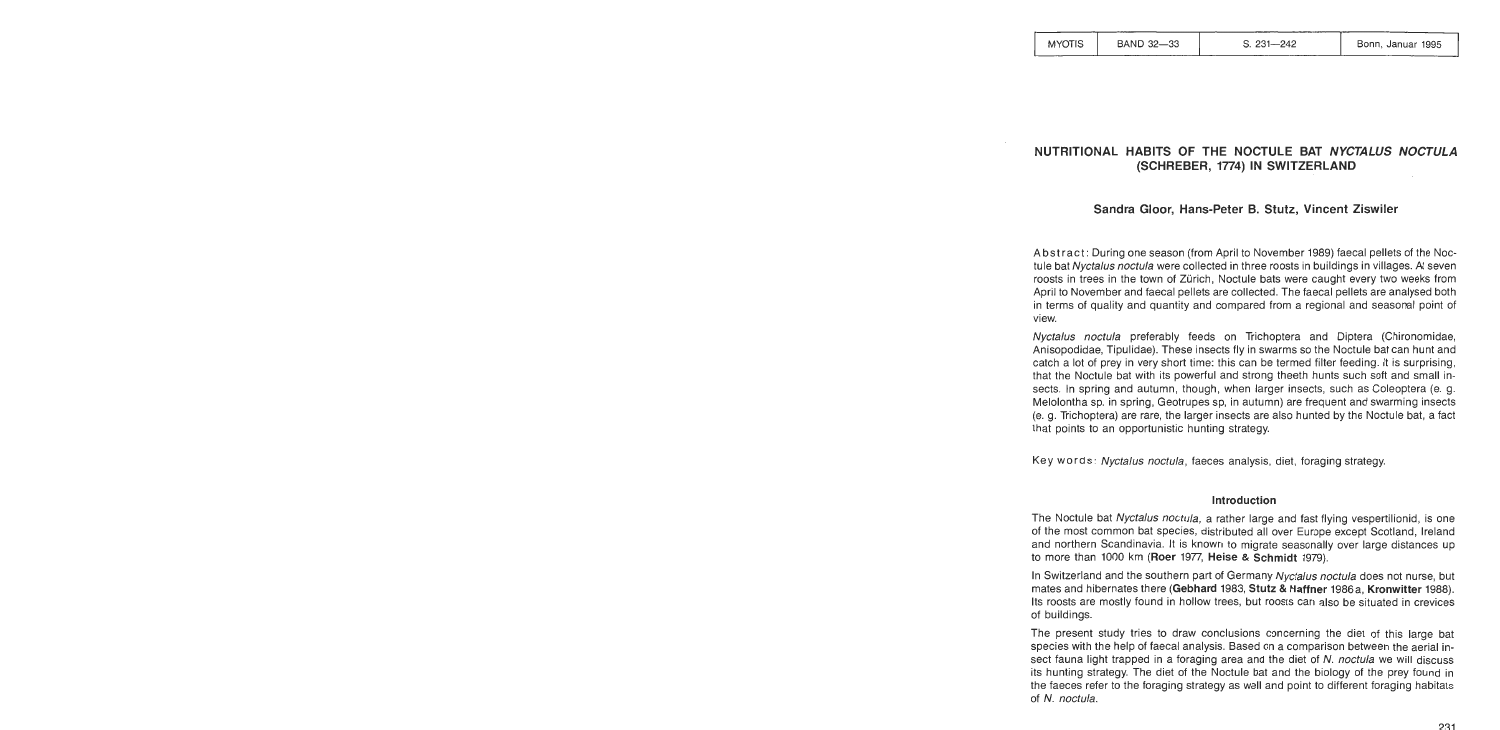# NUTRITIONAL HABITS OF THE NOCTULE BAT *NYCTALUS NOCTULA* (SCHREBER, 1774) IN SWITZERLAND

### Sandra Gloor, Hans-Peter B. Stutz, Vincent Ziswiler

Abstract: During one season (from April to November 1989) faecal pellets of the Noctule bat *Nyctalus noctula* were collected in three roosts in buildings in villages. At seven roosts in trees in the town of Zürich, Noctule bats were caught every two weeks from April to November and faecal pellets are collected. The faecal pellets are analysed both in terms of quality and quantity and compared from a regional and seasonal point of view.

*Nyctalus noctula* preferably feeds on Trichoptera and Diptera (Chironomidae, Anisopodidae, Tipulidae). These insects fly in swarms so the Noctule bat can hunt and catch a lot of prey in very short time: this can be termed filter feeding. It is surprising, that the Noctule bat with its powerful and strong theeth hunts such soft and small insects. In spring and autumn, though, when larger insects, such as Coleoptera (e. g. Melolontha sp. in spring, Geotrupes sp. in autumn) are frequent and swarming insects (e. g. Trichoptera) are rare, the larger insects are also hunted by the Noctule bat, a fact that points to an opportunistic hunting strategy.

Key words: *Nyctalus noctula*, faeces analysis, diet, foraging strategy.

## Introduction

The Noctule bat *Nyctalus noctula*, a rather large and fast flying vespertilionid, is one of the most common bat species, distributed all over Europe except Scotland, Ireland and northern Scandinavia. It is known to migrate seasonally over large distances up to more than 1000 km (**Roer** 1977, **Heise & Schmidt** 1979).

In Switzerland and the southern part of Germany *Nyctalus noctula* does not nurse, but mates and hibernates there (**Gebhard** 1983, **Stutz & Haffner** 1986 a, **Kronwitter** 1988). Its roosts are mostly found in hollow trees, but roosts can also be situated in crevices of buildings.

The present study tries to draw conclusions concerning the diet of this large bat species with the help of faecal analysis. Based on a comparison between the aerial insect fauna light trapped in a foraging area and the diet of *N. noctula* we will discuss its hunting strategy. The diet of the Noctule bat and the biology of the prey found in the faeces refer to the foraging strategy as well and point to different foraging habitats of *N. noctula*.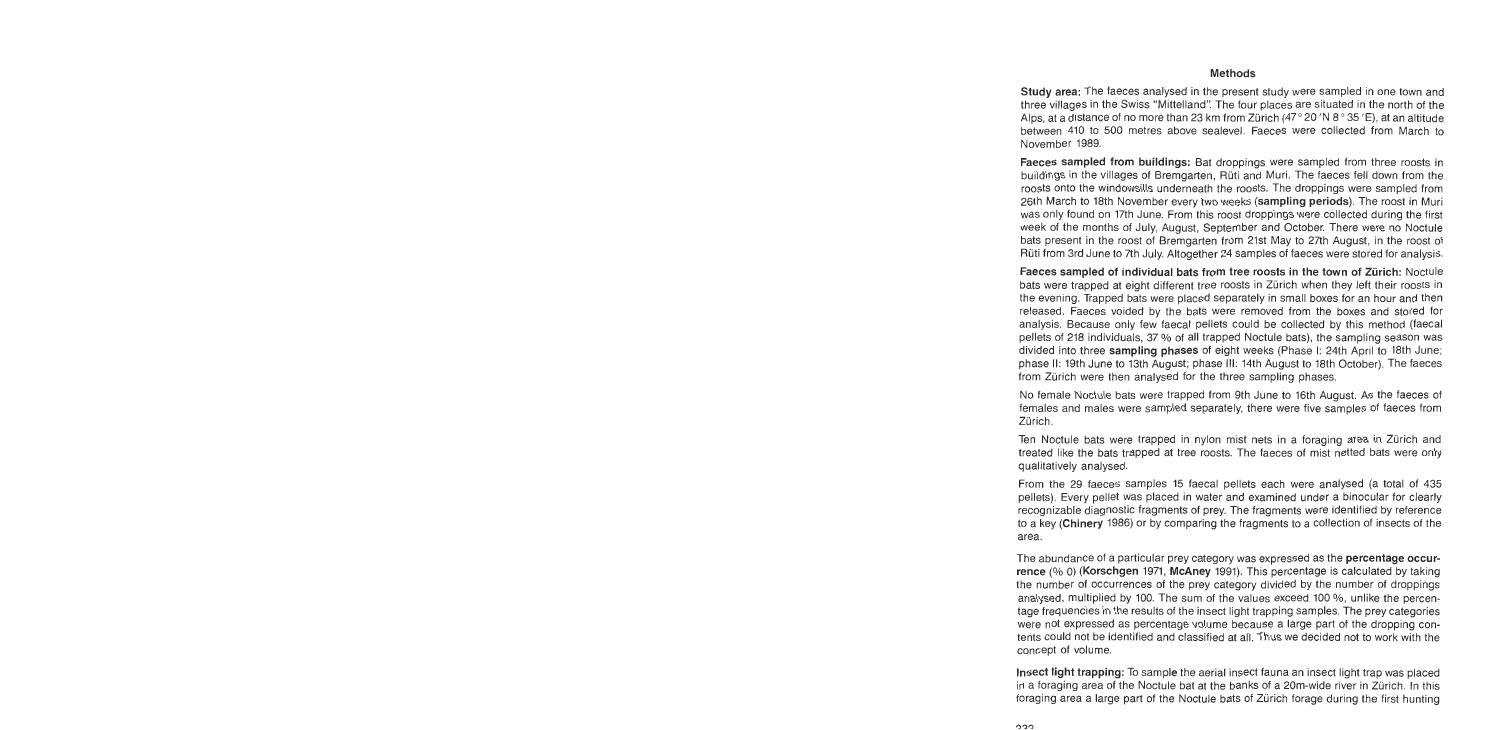## Methods

**Study area:** The faeces analysed in the present study were sampled in one town and three villages in the Swiss "Mittelland". The four places are situated in the north of the Alps, at a distance of no more than 23 km from Zürich (47 ° 20 'N 8 ° 35 'E), at an altitude between 410 to 500 metres above sealevel. Faeces were collected from March to November 1989.

**Faeces sampled from buildings:** Bat droppings were sampled from three roosts in buildings in the villages of Bremgarten, Rüti and Muri. The faeces fell down from the roosts onto the windowsills underneath the roosts. The droppings were sampled from 26th March to 18th November every two weeks (**sampling periods**). The roost in Muri was only found on 17th June. From this roost droppings were collected during the first week of the months of July, August, September and October. There were no Noctule bats present in the roost of Bremgarten from 21st May to 27th August, in the roost of Rüti from 3rd June to 7th July. Altogether 24 samples of faeces were stored for analysis.

**Faeces sampled of individual bats from tree roosts in the town of Zürich:** Noctule bats were trapped at eight different tree roosts in Zürich when they left their roosts in the evening. Trapped bats were placed separately in small boxes for an hour and then released. Faeces voided by the bats were removed from the boxes and stored for analysis. Because only few faecal pellets could be collected by this method (faecal pellets of 218 individuals, 37 % of all trapped Noctule bats), the sampling season was divided into three **sampling phases** of eight weeks (Phase I: 24th April to 18th June; phase II: 19th June to 13th August; phase III: 14th August to 18th October). The faeces from Zürich were then analysed for the three sampling phases.

No female Noctule bats were trapped from 9th June to 16th August. As the faeces of females and males were sampled separately, there were five samples of faeces from Zürich.

Ten Noctule bats were trapped in nylon mist nets in a foraging area in Zürich and treated like the bats trapped at tree roosts. The faeces of mist netted bats were only qualitatively analysed.

From the 29 faeces samples 15 faecal pellets each were analysed (a total of 435 pellets). Every pellet was placed in water and examined under a binocular for clearly recognizable diagnostic fragments of prey. The fragments were identified by reference to a key (**Chinery** 1986) or by comparing the fragments to a collection of insects of the area.

The abundance of a particular prey category was expressed as the **percentage occurrence** (% 0) (**Korschgen** 1971, **McAney** 1991). This percentage is calculated by taking the number of occurrences of the prey category divided by the number of droppings analysed, multiplied by 100. The sum of the values exceed 100 %, unlike the percentage frequencies in the results of the insect light trapping samples. The prey categories were not expressed as percentage volume because a large part of the dropping contents could not be identified and classified at all. Thus we decided not to work with the concept of volume.

**Insect light trapping:** To sample the aerial insect fauna an insect light trap was placed in a foraging area of the Noctule bat at the banks of a 20m-wide river in Zürich. In this foraging area a large part of the Noctule bats of Zürich forage during the first hunting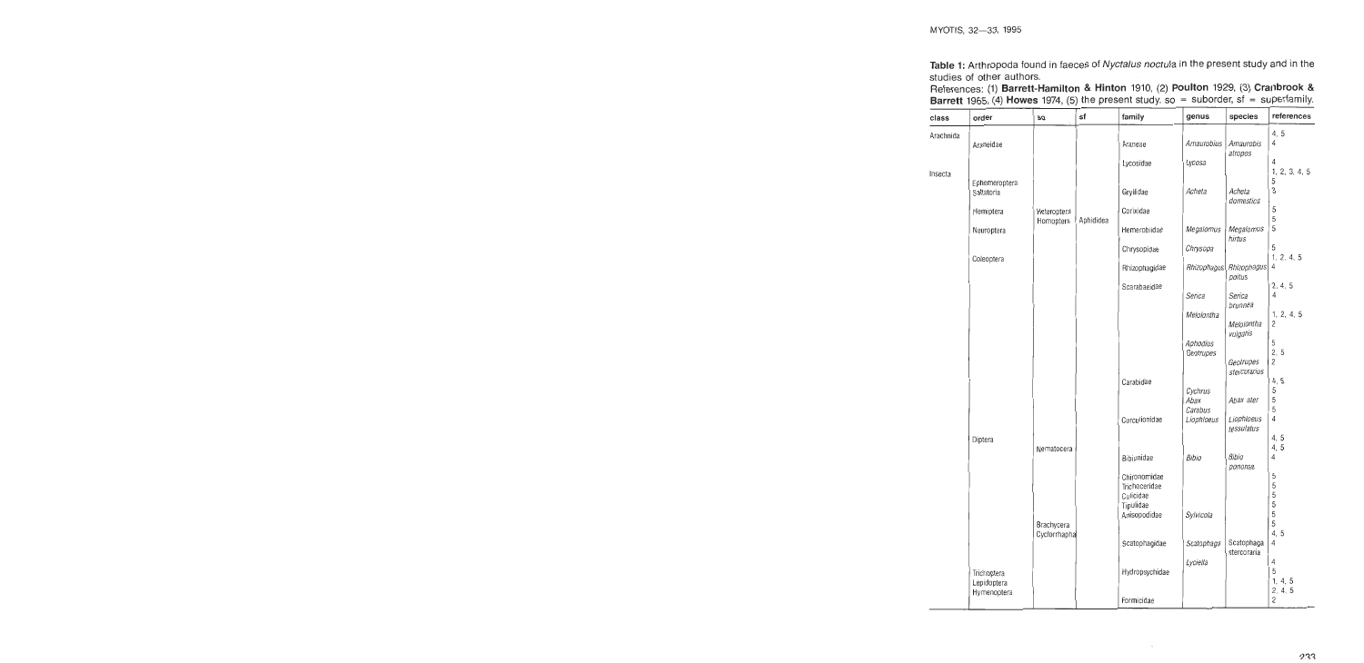**Table 1:** Arthropoda found in faeces of *Nyctalus noctula* in the present study and in the studies of other authors.
References: (1) **Barrett-Hamilton & Hinton** 1910, (2) **Poulton** 1929, (3) **Cranbrook & Barrett** 1965, (4) **Howes** 1974, (5) the present study. so = suborder, sf = superfamily.

| class | order | so | sf | family | genus | species | references |
|---|---|---|---|---|---|---|---|
| Arachnida | | | | | | | 4, 5 |
| | Araneidae | | | Araneae | *Amaurobius* | *Amaurobis atropos* | 4 |
| | | | | Lycosidae | *Lycosa* | | 4 |
| Insecta | | | | | | | 1, 2, 3, 4, 5 |
| | Ephemeroptera | | | | | | 5 |
| | Saltatoria | | | Gryllidae | *Acheta* | *Acheta domestica* | 3 |
| | Hemiptera | Heteroptera | | Corixidae | | | 5 |
| | | Homoptera | Aphididea | | | | 5 |
| | Neuroptera | | | Hemerobiidae | *Megalomus* | *Megalomus hirtus* | 5 |
| | | | | Chrysopidae | *Chrysopa* | | 5 |
| | Coleoptera | | | | | | 1, 2, 4, 5 |
| | | | | Rhizophagidae | *Rhizophagus* | *Rhizophagus politus* | 4 |
| | | | | Scarabaeidae | | | 2, 4, 5 |
| | | | | | *Serica* | *Serica brunnea* | 4 |
| | | | | | *Melolontha* | | 1, 2, 4, 5 |
| | | | | | | *Melolontha vulgaris* | 2 |
| | | | | | *Aphodius* | | 5 |
| | | | | | *Geotrupes* | | 2, 5 |
| | | | | | | *Geotrupes stercorarius* | 2 |
| | | | | Carabidae | | | 4, 5 |
| | | | | | *Cychrus* | | 5 |
| | | | | | *Abax* | *Abax ater* | 5 |
| | | | | | *Carabus* | | 5 |
| | | | | Curculionidae | *Liophloeus* | *Liophloeus tessulatus* | 4 |
| | Diptera | | | | | | 4, 5 |
| | | Nematocera | | | | | 4, 5 |
| | | | | Bibionidae | *Bibio* | *Bibio pomonae* | 4 |
| | | | | Chironomidae | | | 5 |
| | | | | Trichoceridae | | | 5 |
| | | | | Culicidae | | | 5 |
| | | | | Tipulidae | | | 5 |
| | | | | Anisopodidae | *Sylvicola* | | 5 |
| | | Brachycera | | | | | 5 |
| | | Cyclorrhapha | | | | | 4, 5 |
| | | | | Scatophagidae | *Scatophaga* | *Scatophaga stercoraria* | 4 |
| | | | | | *Lyciella* | | 4 |
| | Trichoptera | | | Hydropsychidae | | | 5 |
| | Lepidoptera | | | | | | 1, 4, 5 |
| | Hymenoptera | | | | | | 2, 4, 5 |
| | | | | Formicidae | | | 2 |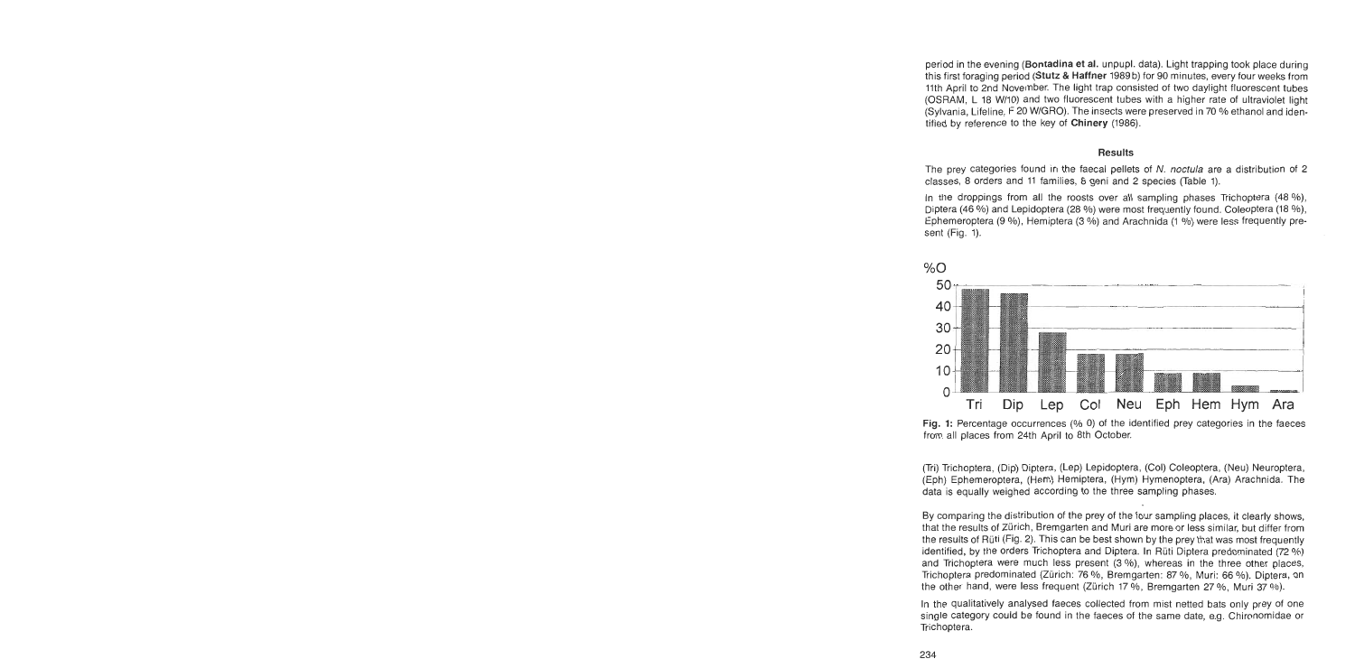period in the evening (**Bontadina et al.** unpupl. data). Light trapping took place during this first foraging period (**Stutz & Haffner** 1989b) for 90 minutes, every four weeks from 11th April to 2nd November. The light trap consisted of two daylight fluorescent tubes (OSRAM, L 18 W/10) and two fluorescent tubes with a higher rate of ultraviolet light (Sylvania, Lifeline, F 20 W/GRO). The insects were preserved in 70 % ethanol and identified by reference to the key of **Chinery** (1986).

### Results

The prey categories found in the faecal pellets of *N. noctula* are a distribution of 2 classes, 8 orders and 11 families, 6 geni and 2 species (Table 1).

In the droppings from all the roosts over all sampling phases Trichoptera (48 %), Diptera (46 %) and Lepidoptera (28 %) were most frequently found. Coleoptera (18 %), Ephemeroptera (9 %), Hemiptera (3 %) and Arachnida (1 %) were less frequently present (Fig. 1).

**Fig. 1:** Percentage occurrences (% 0) of the identified prey categories in the faeces from all places from 24th April to 8th October.

(Tri) Trichoptera, (Dip) Diptera, (Lep) Lepidoptera, (Col) Coleoptera, (Neu) Neuroptera, (Eph) Ephemeroptera, (Hem) Hemiptera, (Hym) Hymenoptera, (Ara) Arachnida. The data is equally weighed according to the three sampling phases.

By comparing the distribution of the prey of the four sampling places, it clearly shows, that the results of Zürich, Bremgarten and Muri are more or less similar, but differ from the results of Rüti (Fig. 2). This can be best shown by the prey that was most frequently identified, by the orders Trichoptera and Diptera. In Rüti Diptera predominated (72 %) and Trichoptera were much less present (3 %), whereas in the three other places, Trichoptera predominated (Zürich: 76 %, Bremgarten: 87 %, Muri: 66 %). Diptera, on the other hand, were less frequent (Zürich 17 %, Bremgarten 27 %, Muri 37 %).

In the qualitatively analysed faeces collected from mist netted bats only prey of one single category could be found in the faeces of the same date, e.g. Chironomidae or Trichoptera.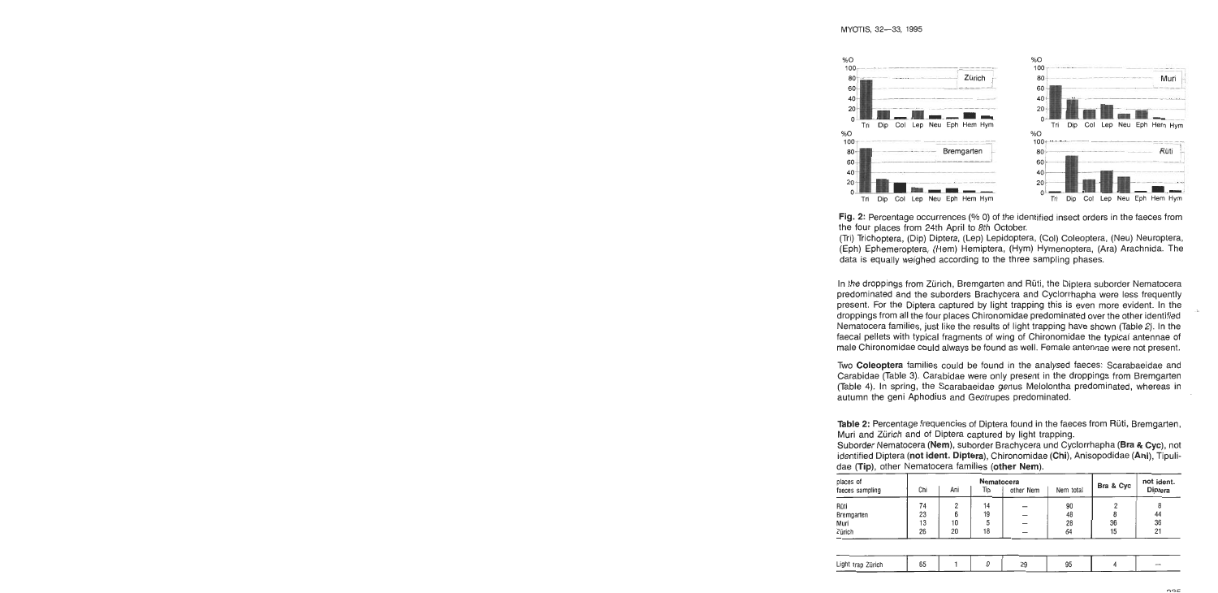**Fig. 2:** Percentage occurrences (% 0) of the identified insect orders in the faeces from the four places from 24th April to 8th October.
(Tri) Trichoptera, (Dip) Diptera, (Lep) Lepidoptera, (Col) Coleoptera, (Neu) Neuroptera, (Eph) Ephemeroptera, (Hem) Hemiptera, (Hym) Hymenoptera, (Ara) Arachnida. The data is equally weighed according to the three sampling phases.

In the droppings from Zürich, Bremgarten and Rüti, the Diptera suborder Nematocera predominated and the suborders Brachycera and Cyclorrhapha were less frequently present. For the Diptera captured by light trapping this is even more evident. In the droppings from all the four places Chironomidae predominated over the other identified Nematocera families, just like the results of light trapping have shown (Table 2). In the faecal pellets with typical fragments of wing of Chironomidae the typical antennae of male Chironomidae could always be found as well. Female antennae were not present.

Two **Coleoptera** families could be found in the analysed faeces: Scarabaeidae and Carabidae (Table 3). Carabidae were only present in the droppings from Bremgarten (Table 4). In spring, the Scarabaeidae genus Melolontha predominated, whereas in autumn the geni Aphodius and Geotrupes predominated.

**Table 2:** Percentage frequencies of Diptera found in the faeces from Rüti, Bremgarten, Muri and Zürich and of Diptera captured by light trapping.
Suborder Nematocera (**Nem**), suborder Brachycera und Cyclorrhapha (**Bra & Cyc**), not identified Diptera (**not ident. Diptera**), Chironomidae (**Chi**), Anisopodidae (**Ani**), Tipulidae (**Tip**), other Nematocera families (**other Nem**).

| places of faeces sampling | Nematocera | | | | | Bra & Cyc | not ident. Diptera |
|---|---|---|---|---|---|---|---|
| | Chi | Ani | Tip | other Nem | Nem total | | |
| Rüti | 74 | 2 | 14 | — | 90 | 2 | 8 |
| Bremgarten | 23 | 6 | 19 | — | 48 | 8 | 44 |
| Muri | 13 | 10 | 5 | — | 28 | 36 | 36 |
| Zürich | 26 | 20 | 18 | — | 64 | 15 | 21 |
| Light trap Zürich | 65 | 1 | 0 | 29 | 95 | 4 | — |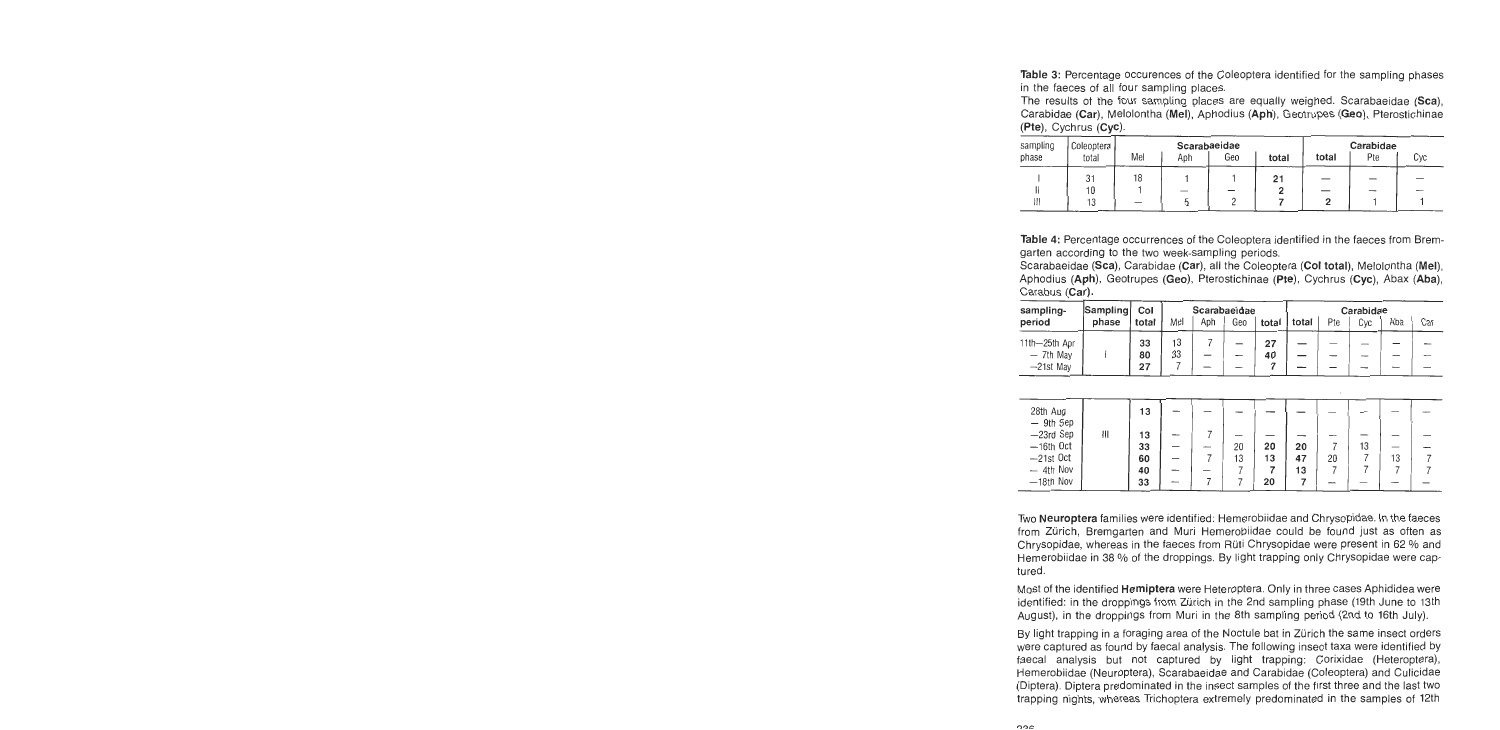**Table 3:** Percentage occurences of the Coleoptera identified for the sampling phases in the faeces of all four sampling places.
The results of the four sampling places are equally weighed. Scarabaeidae (**Sca**), Carabidae (**Car**), Melolontha (**Mel**), Aphodius (**Aph**), Geotrupes (**Geo**), Pterostichinae (**Pte**), Cychrus (**Cyc**).

| sampling phase | Coleoptera total | Scarabaeidae | | | | Carabidae | | |
|---|---|---|---|---|---|---|---|---|
| | | Mel | Aph | Geo | total | total | Pte | Cyc |
| I | 31 | 18 | 1 | 1 | **21** | — | — | — |
| II | 10 | 1 | — | — | **2** | — | — | — |
| III | 13 | — | 5 | 2 | **7** | **2** | 1 | 1 |

**Table 4:** Percentage occurrences of the Coleoptera identified in the faeces from Bremgarten according to the two week-sampling periods.
Scarabaeidae (**Sca**), Carabidae (**Car**), all the Coleoptera (**Col total**), Melolontha (**Mel**), Aphodius (**Aph**), Geotrupes (**Geo**), Pterostichinae (**Pte**), Cychrus (**Cyc**), Abax (**Aba**), Carabus (**Car**).

| sampling-period | Sampling phase | Col total | Scarabaeidae | | | | Carabidae | | | | |
|---|---|---|---|---|---|---|---|---|---|---|---|
| | | | Mel | Aph | Geo | total | total | Pte | Cyc | Aba | Car |
| 11th—25th Apr | I | **33** | 13 | 7 | — | **27** | — | — | — | — | — |
| — 7th May | | **80** | 33 | — | — | **40** | — | — | — | — | — |
| —21st May | | **27** | 7 | — | — | **7** | — | — | — | — | — |
| 28th Aug — 9th Sep | III | **13** | — | — | — | — | — | — | — | — | — |
| —23rd Sep | | **13** | — | 7 | — | — | — | — | — | — | — |
| —16th Oct | | **33** | — | — | 20 | **20** | **20** | 7 | 13 | — | — |
| —21st Oct | | **60** | — | 7 | 13 | **13** | **47** | 20 | 7 | 13 | 7 |
| — 4th Nov | | **40** | — | — | 7 | **7** | **13** | 7 | 7 | 7 | 7 |
| —18th Nov | | **33** | — | 7 | 7 | **20** | **7** | — | — | — | — |

Two **Neuroptera** families were identified: Hemerobiidae and Chrysopidae. In the faeces from Zürich, Bremgarten and Muri Hemerobiidae could be found just as often as Chrysopidae, whereas in the faeces from Rüti Chrysopidae were present in 62 % and Hemerobiidae in 38 % of the droppings. By light trapping only Chrysopidae were captured.

Most of the identified **Hemiptera** were Heteroptera. Only in three cases Aphididea were identified: in the droppings from Zürich in the 2nd sampling phase (19th June to 13th August), in the droppings from Muri in the 8th sampling period (2nd to 16th July).

By light trapping in a foraging area of the Noctule bat in Zürich the same insect orders were captured as found by faecal analysis. The following insect taxa were identified by faecal analysis but not captured by light trapping: Corixidae (Heteroptera), Hemerobiidae (Neuroptera), Scarabaeidae and Carabidae (Coleoptera) and Culicidae (Diptera). Diptera predominated in the insect samples of the first three and the last two trapping nights, whereas Trichoptera extremely predominated in the samples of 12th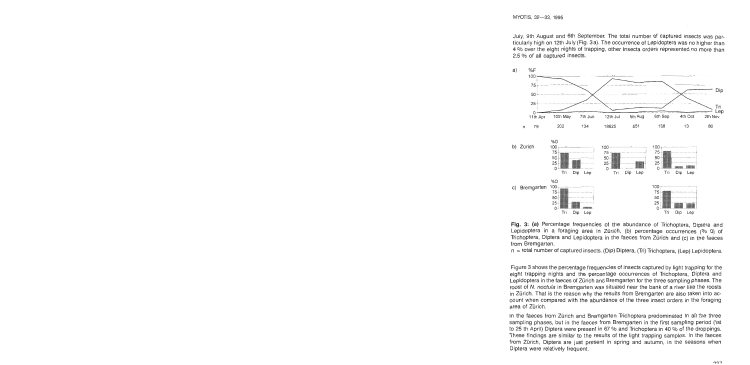July, 9th August and 6th September. The total number of captured insects was particularly high on 12th July (Fig. 3a). The occurrence of Lepidoptera was no higher than 4 % over the eight nights of trapping, other insecta orders represented no more than 2.5 % of all captured insects.

**Fig. 3: (a)** Percentage frequencies of the abundance of Trichoptera, Diptera and Lepidoptera in a foraging area in Zürich, (b) percentage occurrences (% O) of Trichoptera, Diptera and Lepidoptera in the faeces from Zürich and (c) in the faeces from Bremgarten.
n = total number of captured insects. (Dip) Diptera, (Tri) Trichoptera, (Lep) Lepidoptera.

Figure 3 shows the percentage frequencies of insects captured by light trapping for the eight trapping nights and the percentage occurrences of Trichoptera, Diptera and Lepidoptera in the faeces of Zürich and Bremgarten for the three sampling phases. The roost of *N. noctula* in Bremgarten was situated near the bank of a river like the roosts in Zürich. That is the reason why the results from Bremgarten are also taken into account when compared with the abundance of the three insect orders in the foraging area of Zürich.

In the faeces from Zürich and Bremgarten Trichoptera predominated in all the three sampling phases, but in the faeces from Bremgarten in the first sampling period (1st to 25 th April) Diptera were present in 67 % and Trichoptera in 40 % of the droppings. These findings are similar to the results of the light trapping samples. In the faeces from Zürich, Diptera are just present in spring and autumn, in the seasons when Diptera were relatively frequent.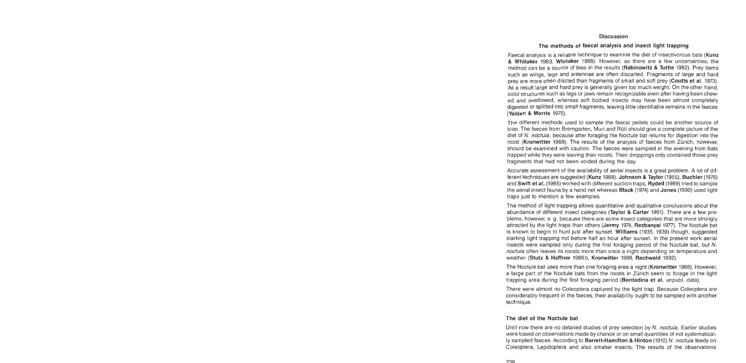## Discussion

### The methods of faecal analysis and insect light trapping

Faecal analysis is a reliable technique to examine the diet of insectivorous bats (**Kunz & Whitaker** 1983, **Whitaker** 1988). However, as there are a few uncertainties, the method can be a source of bias in the results (**Rabinowitz & Tuttle** 1982). Prey items such as wings, legs and antennae are often discarted. Fragments of large and hard prey are more often discted than fragments of small and soft prey (**Coutts et al.** 1973). As a result large and hard prey is generally given too much weight. On the other hand, solid structures such as legs or jaws remain recognizable even after having been chewed and swallowed, whereas soft bodied insects may have been almost completely digested or splitted into small fragments, leaving little identifiable remains in the faeces (**Yalden & Morris** 1975).

The different methods used to sample the faecal pellets could be another source of bias. The faeces from Bremgarten, Muri and Rüti should give a complete picture of the diet of *N. noctula*, because after foraging the Noctule bat returns for digestion into the roost (**Kronwitter** 1988). The results of the analysis of faeces from Zürich, however, should be examined with caution. The faeces were sampled in the evening from bats trapped while they were leaving their roosts. Their droppings only contained those prey fragments that had not been voided during the day.

Accurate assessment of the availability of aerial insects is a great problem. A lot of different techniques are suggested (**Kunz** 1988). **Johnson & Taylor** (1955), **Buchler** (1976) and **Swift et al.** (1985) worked with different suction traps, **Rydell** (1989) tried to sample the aerial insect fauna by a hand net whereas **Black** (1974) and **Jones** (1990) used light traps just to mention a few examples.

The method of light trapping allows quantitative and qualitative conclusions about the abundance of different insect categories (**Taylor & Carter** 1961). There are a few problems, however, e. g. because there are some insect categories that are more strongly attracted by the light traps than others (**Jermy** 1974, **Rezbanyai** 1977). The Noctule bat is known to begin to hunt just after sunset. **Williams** (1935, 1939) though, suggested starting light trapping not before half an hour after sunset. In the present work aerial insects were sampled only during the first foraging period of the Noctule bat, but *N. noctula* often leaves its roosts more than once a night depending on temperature and weather (**Stutz & Haffner** 1986b, **Kronwitter** 1988, **Rachwald** 1992).

The Noctule bat uses more than one foraging area a night (**Kronwitter** 1988). However, a large part of the Noctule bats from the roosts in Zürich seem to forage in the light trapping area during the first foraging period (**Bontadina et al.** unpubl. data).

There were almost no Coleoptera captured by the light trap. Because Coleoptera are considerably frequent in the faeces, their availability ought to be sampled with another technique.

### The diet of the Noctule bat

Until now there are no detailed studies of prey selection by *N. noctula*. Earlier studies were based on observations made by chance or on small quantities of not systematically sampled faeces. According to **Barrett-Hamilton & Hinton** (1910) *N. noctula* feeds on Coleoptera, Lepidoptera and also smaller insects. The results of the observations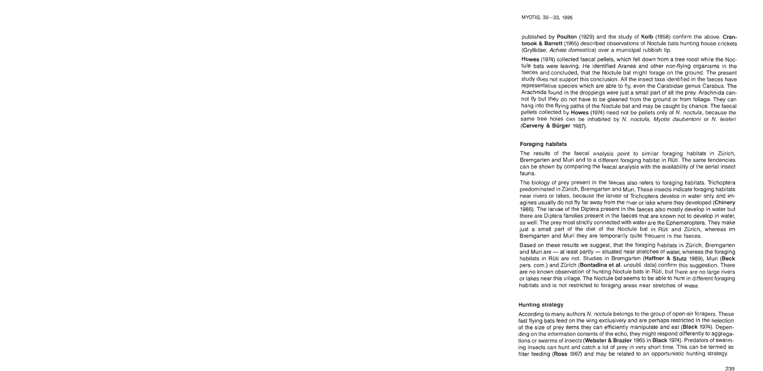published by **Poulton** (1929) and the study of **Kolb** (1958) confirm the above. **Cranbrook & Barrett** (1965) described observations of Noctule bats hunting house crickets (Gryllidae: *Acheta domestica*) over a municipal rubbish tip.

**Howes** (1974) collected faecal pellets, which fell down from a tree roost while the Noctule bats were leaving. He identified Aranea and other non-flying organisms in the faeces and concluded, that the Noctule bat might forage on the ground. The present study does not support this conclusion. All the insect taxa identified in the faeces have representative species which are able to fly, even the Carabidae genus Carabus. The Arachnida found in the droppings were just a small part of all the prey. Arachnida cannot fly but they do not have to be gleaned from the ground or from foliage. They can hang into the flying paths of the Noctule bat and may be caught by chance. The faecal pellets collected by **Howes** (1974) need not be pellets only of *N. noctula*, because the same tree holes can be inhabited by *N. noctula*, *Myotis daubentoni* or *N. leisleri* (**Cerveny & Bürger** 1987).

## Foraging habitats

The results of the faecal analysis point to similar foraging habitats in Zürich, Bremgarten and Muri and to a different foraging habitat in Rüti. The same tendencies can be shown by comparing the faecal analysis with the availability of the aerial insect fauna.

The biology of prey present in the faeces also refers to foraging habitats. Trichoptera predominated in Zürich, Bremgarten and Muri. These insects indicate foraging habitats near rivers or lakes, because the larvae of Trichoptera develop in water only and imagines usually do not fly far away from the river or lake where they developed (**Chinery** 1986). The larvae of the Diptera present in the faeces also mostly develop in water but there are Diptera families present in the faeces that are known not to develop in water, as well. The prey most strictly connected with water are the Ephemeroptera. They make just a small part of the diet of the Noctule bat in Rüti and Zürich, whereas im Bremgarten and Muri they are temporarily quite frequent in the faeces.

Based on these results we suggest, that the foraging habitats in Zürich, Bremgarten and Muri are — at least partly — situated near stretches of water, whereas the foraging habitats in Rüti are not. Studies in Bremgarten (**Haffner & Stutz** 1989), Muri (**Beck** pers. com.) and Zürich (**Bontadina et al.** unpubl. data) confirm this suggestion. There are no known observation of hunting Noctule bats in Rüti, but there are no large rivers or lakes near this village. The Noctule bat seems to be able to hunt in different foraging habitats and is not restricted to foraging areas near stretches of water.

## Hunting strategy

According to many authors *N. noctula* belongs to the group of open-air foragers. These fast flying bats feed on the wing exclusively and are perhaps restricted in the selection of the size of prey items they can efficiently manipulate and eat (**Black** 1974). Depending on the information contents of the echo, they might respond differently to aggregations or swarms of insects (**Webster & Brazier** 1965 in **Black** 1974). Predators of swarming insects can hunt and catch a lot of prey in very short time. This can be termed as filter feeding (**Ross** 1967) and may be related to an opportunistic hunting strategy.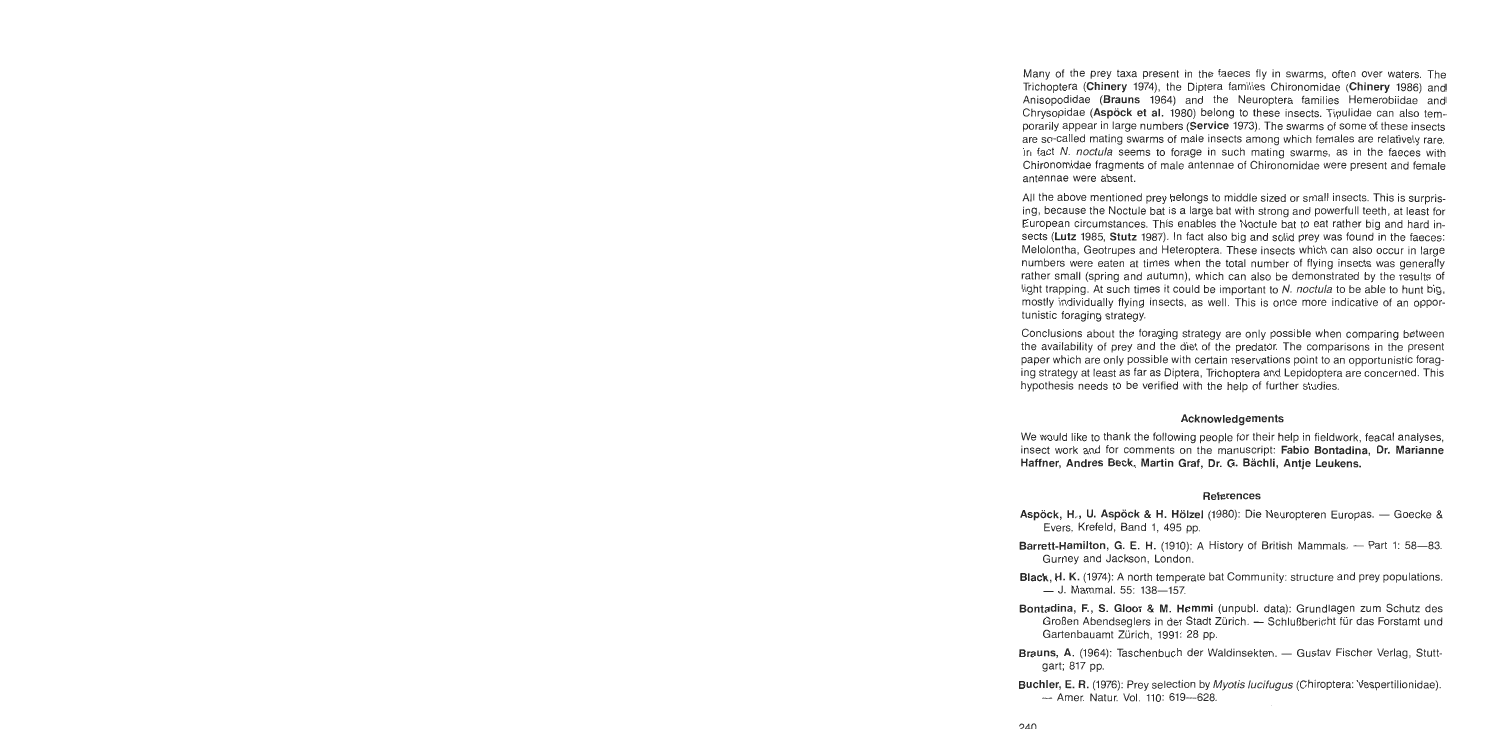Many of the prey taxa present in the faeces fly in swarms, often over waters. The Trichoptera (**Chinery** 1974), the Diptera families Chironomidae (**Chinery** 1986) and Anisopodidae (**Brauns** 1964) and the Neuroptera families Hemerobiidae and Chrysopidae (**Aspöck et al.** 1980) belong to these insects. Tipulidae can also temporarily appear in large numbers (**Service** 1973). The swarms of some of these insects are so-called mating swarms of male insects among which females are relatively rare. In fact *N. noctula* seems to forage in such mating swarms, as in the faeces with Chironomidae fragments of male antennae of Chironomidae were present and female antennae were absent.

All the above mentioned prey belongs to middle sized or small insects. This is surprising, because the Noctule bat is a large bat with strong and powerfull teeth, at least for European circumstances. This enables the Noctule bat to eat rather big and hard insects (**Lutz** 1985, **Stutz** 1987). In fact also big and solid prey was found in the faeces: Melolontha, Geotrupes and Heteroptera. These insects which can also occur in large numbers were eaten at times when the total number of flying insects was generally rather small (spring and autumn), which can also be demonstrated by the results of light trapping. At such times it could be important to *N. noctula* to be able to hunt big, mostly individually flying insects, as well. This is once more indicative of an opportunistic foraging strategy.

Conclusions about the foraging strategy are only possible when comparing between the availability of prey and the diet of the predator. The comparisons in the present paper which are only possible with certain reservations point to an opportunistic foraging strategy at least as far as Diptera, Trichoptera and Lepidoptera are concerned. This hypothesis needs to be verified with the help of further studies.

## Acknowledgements

We would like to thank the following people for their help in fieldwork, feacal analyses, insect work and for comments on the manuscript: **Fabio Bontadina, Dr. Marianne Haffner, Andres Beck, Martin Graf, Dr. G. Bächli, Antje Leukens.**

## References

**Aspöck, H., U. Aspöck & H. Hölzel** (1980): Die Neuropteren Europas. — Goecke & Evers. Krefeld, Band 1, 495 pp.

**Barrett-Hamilton, G. E. H.** (1910): A History of British Mammals. — Part 1: 58—83. Gurney and Jackson, London.

**Black, H. K.** (1974): A north temperate bat Community: structure and prey populations. — J. Mammal. 55: 138—157.

**Bontadina, F., S. Gloor & M. Hemmi** (unpubl. data): Grundlagen zum Schutz des Großen Abendseglers in der Stadt Zürich. — Schlußbericht für das Forstamt und Gartenbauamt Zürich, 1991: 28 pp.

**Brauns, A.** (1964): Taschenbuch der Waldinsekten. — Gustav Fischer Verlag, Stuttgart; 817 pp.

**Buchler, E. R.** (1976): Prey selection by *Myotis lucifugus* (Chiroptera: Vespertilionidae). — Amer. Natur. Vol. 110: 619—628.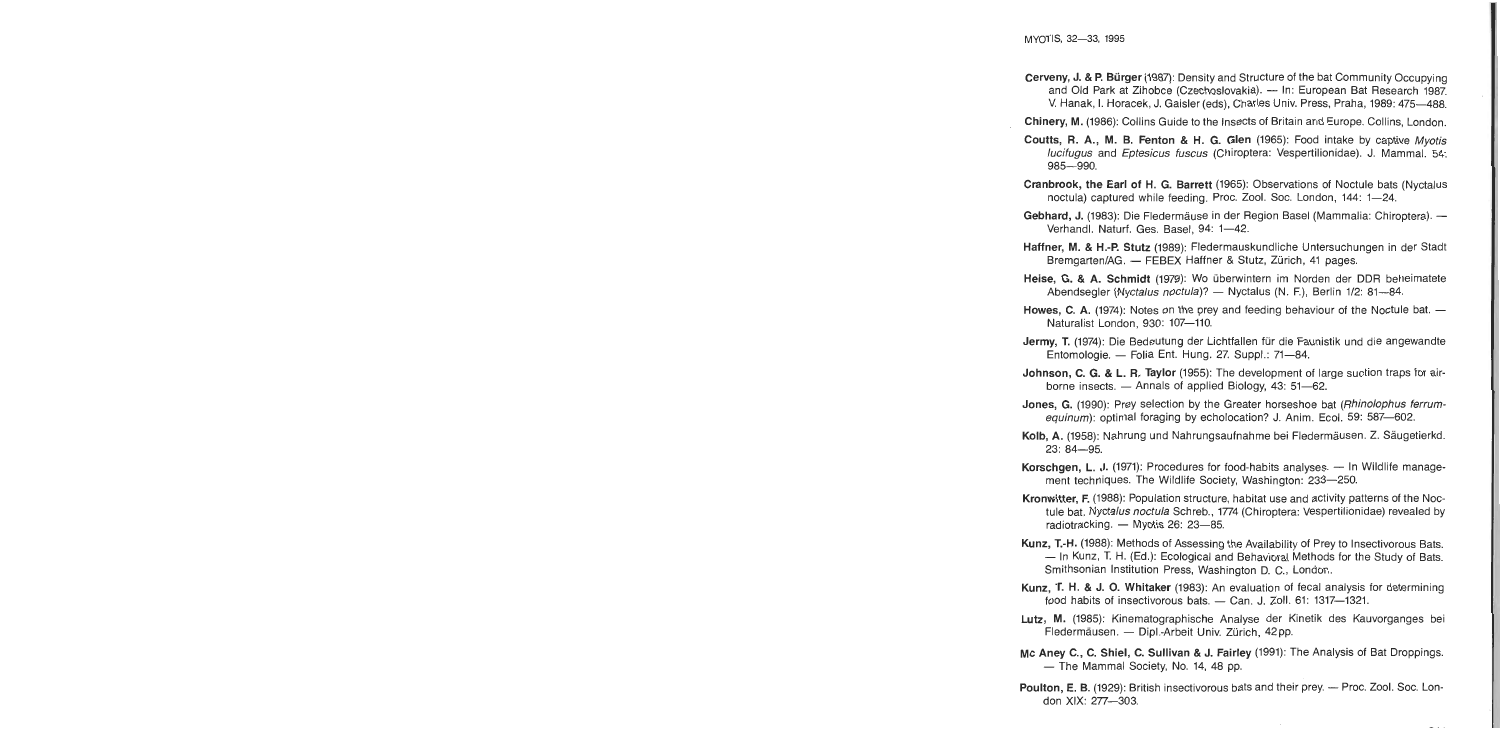**Cerveny, J. & P. Bürger** (1987): Density and Structure of the bat Community Occupying and Old Park at Zihobce (Czechoslovakia). — In: European Bat Research 1987. V. Hanak, I. Horacek, J. Gaisler (eds), Charles Univ. Press, Praha, 1989: 475—488.

**Chinery, M.** (1986): Collins Guide to the Insects of Britain and Europe. Collins, London.

**Coutts, R. A., M. B. Fenton & H. G. Glen** (1965): Food intake by captive *Myotis lucifugus* and *Eptesicus fuscus* (Chiroptera: Vespertilionidae). J. Mammal. 54: 985—990.

**Cranbrook, the Earl of H. G. Barrett** (1965): Observations of Noctule bats (Nyctalus noctula) captured while feeding. Proc. Zool. Soc. London, 144: 1—24.

**Gebhard, J.** (1983): Die Fledermäuse in der Region Basel (Mammalia: Chiroptera). — Verhandl. Naturf. Ges. Basel, 94: 1—42.

**Haffner, M. & H.-P. Stutz** (1989): Fledermauskundliche Untersuchungen in der Stadt Bremgarten/AG. — FEBEX Haffner & Stutz, Zürich, 41 pages.

**Heise, G. & A. Schmidt** (1979): Wo überwintern im Norden der DDR beheimatete Abendsegler (*Nyctalus noctula*)? — Nyctalus (N. F.), Berlin 1/2: 81—84.

**Howes, C. A.** (1974): Notes on the prey and feeding behaviour of the Noctule bat. — Naturalist London, 930: 107—110.

**Jermy, T.** (1974): Die Bedeutung der Lichtfallen für die Faunistik und die angewandte Entomologie. — Folia Ent. Hung. 27. Suppl.: 71—84.

**Johnson, C. G. & L. R. Taylor** (1955): The development of large suction traps for airborne insects. — Annals of applied Biology, 43: 51—62.

**Jones, G.** (1990): Prey selection by the Greater horseshoe bat (*Rhinolophus ferrumequinum*): optimal foraging by echolocation? J. Anim. Ecol. 59: 587—602.

**Kolb, A.** (1958): Nahrung und Nahrungsaufnahme bei Fledermäusen. Z. Säugetierkd. 23: 84—95.

**Korschgen, L. J.** (1971): Procedures for food-habits analyses. — In Wildlife management techniques. The Wildlife Society, Washington: 233—250.

**Kronwitter, F.** (1988): Population structure, habitat use and activity patterns of the Noctule bat. *Nyctalus noctula* Schreb., 1774 (Chiroptera: Vespertilionidae) revealed by radiotracking. — Myotis 26: 23—85.

**Kunz, T.-H.** (1988): Methods of Assessing the Availability of Prey to Insectivorous Bats. — In Kunz, T. H. (Ed.): Ecological and Behavioral Methods for the Study of Bats. Smithsonian Institution Press, Washington D. C., London.

**Kunz, T. H. & J. O. Whitaker** (1983): An evaluation of fecal analysis for determining food habits of insectivorous bats. — Can. J. Zoll. 61: 1317—1321.

**Lutz, M.** (1985): Kinematographische Analyse der Kinetik des Kauvorganges bei Fledermäusen. — Dipl.-Arbeit Univ. Zürich, 42pp.

**Mc Aney C., C. Shiel, C. Sullivan & J. Fairley** (1991): The Analysis of Bat Droppings. — The Mammal Society, No. 14, 48 pp.

**Poulton, E. B.** (1929): British insectivorous bats and their prey. — Proc. Zool. Soc. London XIX: 277—303.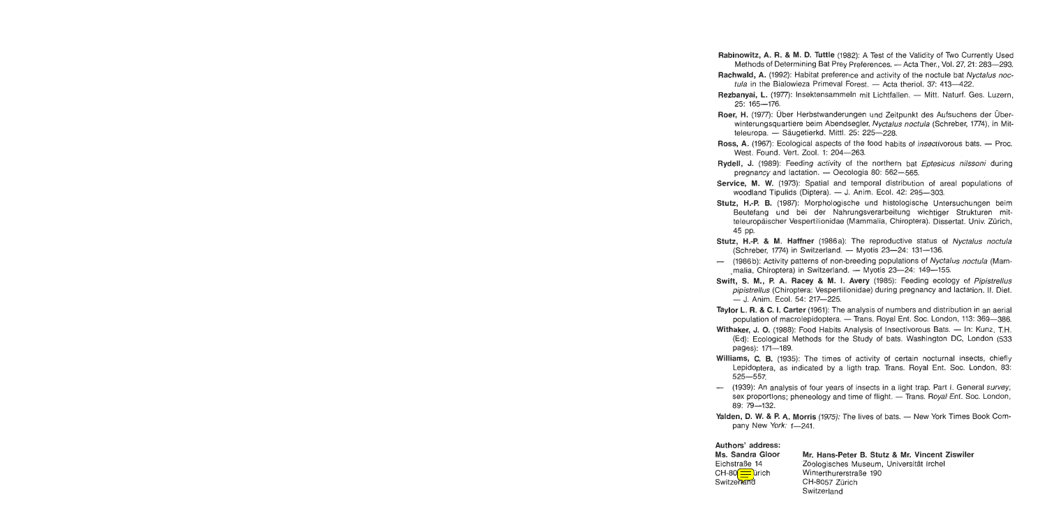**Rabinowitz, A. R. & M. D. Tuttle** (1982): A Test of the Validity of Two Currently Used Methods of Determining Bat Prey Preferences. — Acta Ther., Vol. 27, 21: 283—293.

**Rachwald, A.** (1992): Habitat preference and activity of the noctule bat *Nyctalus noctula* in the Bialowieza Primeval Forest. — Acta theriol. 37: 413—422.

**Rezbanyai, L.** (1977): Insektensammeln mit Lichtfallen. — Mitt. Naturf. Ges. Luzern, 25: 165—176.

**Roer, H.** (1977): Über Herbstwanderungen und Zeitpunkt des Aufsuchens der Überwinterungsquartiere beim Abendsegler, *Nyctalus noctula* (Schreber, 1774), in Mitteleuropa. — Säugetierkd. Mittl. 25: 225—228.

**Ross, A.** (1967): Ecological aspects of the food habits of insectivorous bats. — Proc. West. Found. Vert. Zool. 1: 204—263.

**Rydell, J.** (1989): Feeding activity of the northern bat *Eptesicus nilssoni* during pregnancy and lactation. — Oecologia 80: 562—565.

**Service, M. W.** (1973): Spatial and temporal distribution of areal populations of woodland Tipulids (Diptera). — J. Anim. Ecol. 42: 295—303.

**Stutz, H.-P. B.** (1987): Morphologische und histologische Untersuchungen beim Beutefang und bei der Nahrungsverarbeitung wichtiger Strukturen mitteleuropäischer Vespertilionidae (Mammalia, Chiroptera). Dissertat. Univ. Zürich, 45 pp.

**Stutz, H.-P. & M. Haffner** (1986a): The reproductive status of *Nyctalus noctula* (Schreber, 1774) in Switzerland. — Myotis 23—24: 131—136.

— (1986b): Activity patterns of non-breeding populations of *Nyctalus noctula* (Mammalia, Chiroptera) in Switzerland. — Myotis 23—24: 149—155.

**Swift, S. M., P. A. Racey & M. I. Avery** (1985): Feeding ecology of *Pipistrellus pipistrellus* (Chiroptera: Vespertilionidae) during pregnancy and lactation. II. Diet. — J. Anim. Ecol. 54: 217—225.

**Taylor L. R. & C. I. Carter** (1961): The analysis of numbers and distribution in an aerial population of macrolepidoptera. — Trans. Royal Ent. Soc. London, 113: 369—386.

**Withaker, J. O.** (1988): Food Habits Analysis of Insectivorous Bats. — In: Kunz, T.H. (Ed): Ecological Methods for the Study of bats. Washington DC, London (533 pages): 171—189.

**Williams, C. B.** (1935): The times of activity of certain nocturnal insects, chiefly Lepidoptera, as indicated by a ligth trap. Trans. Royal Ent. Soc. London, 83: 525—557.

— (1939): An analysis of four years of insects in a light trap. Part I. General survey; sex proportions; pheneology and time of flight. — Trans. Royal Ent. Soc. London, 89: 79—132.

**Yalden, D. W. & P. A. Morris** (1975): The lives of bats. — New York Times Book Company New York: 1—241.

**Authors' address:**

**Ms. Sandra Gloor**
Eichstraße 14
CH-80 Zürich
Switzerland

**Mr. Hans-Peter B. Stutz & Mr. Vincent Ziswiler**
Zoologisches Museum, Universität Irchel
Winterthurerstraße 190
CH-8057 Zürich
Switzerland